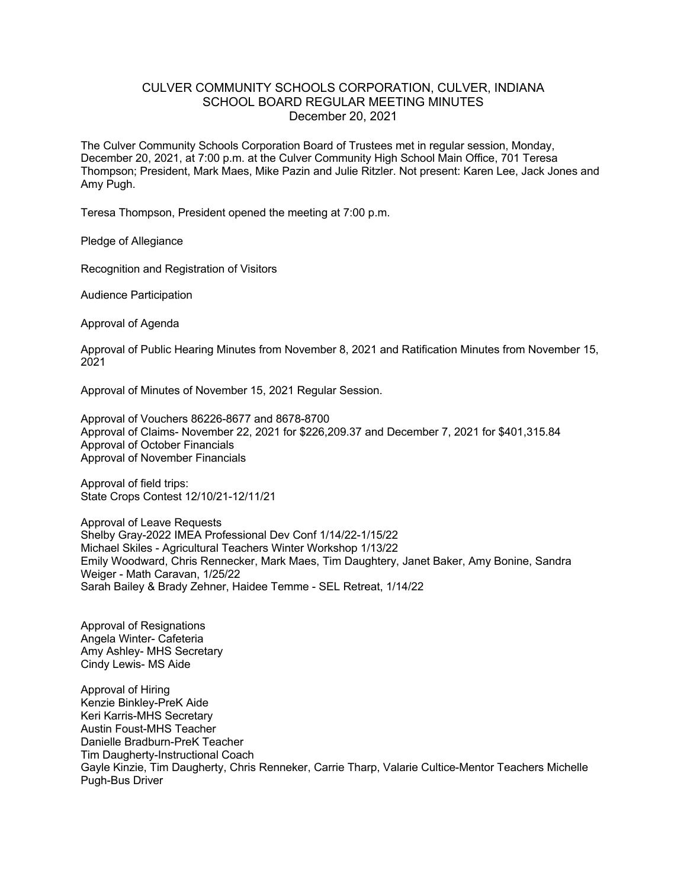# CULVER COMMUNITY SCHOOLS CORPORATION, CULVER, INDIANA
## SCHOOL BOARD REGULAR MEETING MINUTES
### December 20, 2021

The Culver Community Schools Corporation Board of Trustees met in regular session, Monday, December 20, 2021, at 7:00 p.m. at the Culver Community High School Main Office, 701 Teresa Thompson; President, Mark Maes, Mike Pazin and Julie Ritzler. Not present: Karen Lee, Jack Jones and Amy Pugh.

Teresa Thompson, President opened the meeting at 7:00 p.m.

Pledge of Allegiance

Recognition and Registration of Visitors

Audience Participation

Approval of Agenda

Approval of Public Hearing Minutes from November 8, 2021 and Ratification Minutes from November 15, 2021

Approval of Minutes of November 15, 2021 Regular Session.

Approval of Vouchers 86226-8677 and 8678-8700
Approval of Claims- November 22, 2021 for $226,209.37 and December 7, 2021 for $401,315.84
Approval of October Financials
Approval of November Financials

Approval of field trips:
State Crops Contest 12/10/21-12/11/21

Approval of Leave Requests
Shelby Gray-2022 IMEA Professional Dev Conf 1/14/22-1/15/22
Michael Skiles - Agricultural Teachers Winter Workshop 1/13/22
Emily Woodward, Chris Rennecker, Mark Maes, Tim Daughtery, Janet Baker, Amy Bonine, Sandra Weiger - Math Caravan, 1/25/22
Sarah Bailey & Brady Zehner, Haidee Temme - SEL Retreat, 1/14/22

Approval of Resignations
Angela Winter- Cafeteria
Amy Ashley- MHS Secretary
Cindy Lewis- MS Aide

Approval of Hiring
Kenzie Binkley-PreK Aide
Keri Karris-MHS Secretary
Austin Foust-MHS Teacher
Danielle Bradburn-PreK Teacher
Tim Daugherty-Instructional Coach
Gayle Kinzie, Tim Daugherty, Chris Renneker, Carrie Tharp, Valarie Cultice-Mentor Teachers Michelle Pugh-Bus Driver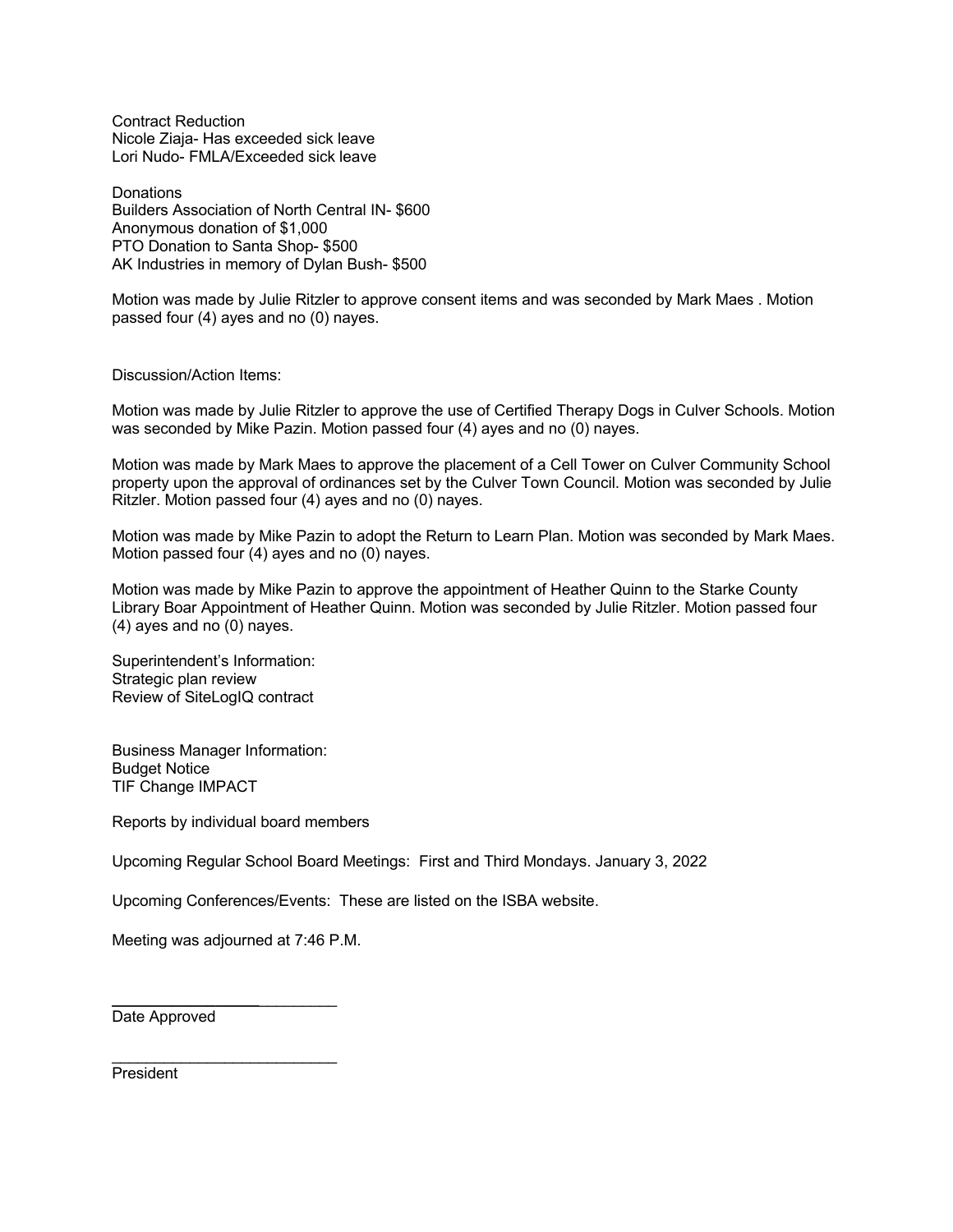Contract Reduction
Nicole Ziaja- Has exceeded sick leave
Lori Nudo- FMLA/Exceeded sick leave

Donations
Builders Association of North Central IN- $600
Anonymous donation of $1,000
PTO Donation to Santa Shop- $500
AK Industries in memory of Dylan Bush- $500

Motion was made by Julie Ritzler to approve consent items and was seconded by Mark Maes . Motion passed four (4) ayes and no (0) nayes.

Discussion/Action Items:

Motion was made by Julie Ritzler to approve the use of Certified Therapy Dogs in Culver Schools. Motion was seconded by Mike Pazin. Motion passed four (4) ayes and no (0) nayes.

Motion was made by Mark Maes to approve the placement of a Cell Tower on Culver Community School property upon the approval of ordinances set by the Culver Town Council. Motion was seconded by Julie Ritzler. Motion passed four (4) ayes and no (0) nayes.

Motion was made by Mike Pazin to adopt the Return to Learn Plan. Motion was seconded by Mark Maes. Motion passed four (4) ayes and no (0) nayes.

Motion was made by Mike Pazin to approve the appointment of Heather Quinn to the Starke County Library Boar Appointment of Heather Quinn. Motion was seconded by Julie Ritzler. Motion passed four (4) ayes and no (0) nayes.

Superintendent's Information:
Strategic plan review
Review of SiteLogIQ contract

Business Manager Information:
Budget Notice
TIF Change IMPACT

Reports by individual board members

Upcoming Regular School Board Meetings: First and Third Mondays. January 3, 2022

Upcoming Conferences/Events: These are listed on the ISBA website.

Meeting was adjourned at 7:46 P.M.

__________________________
Date Approved

__________________________
President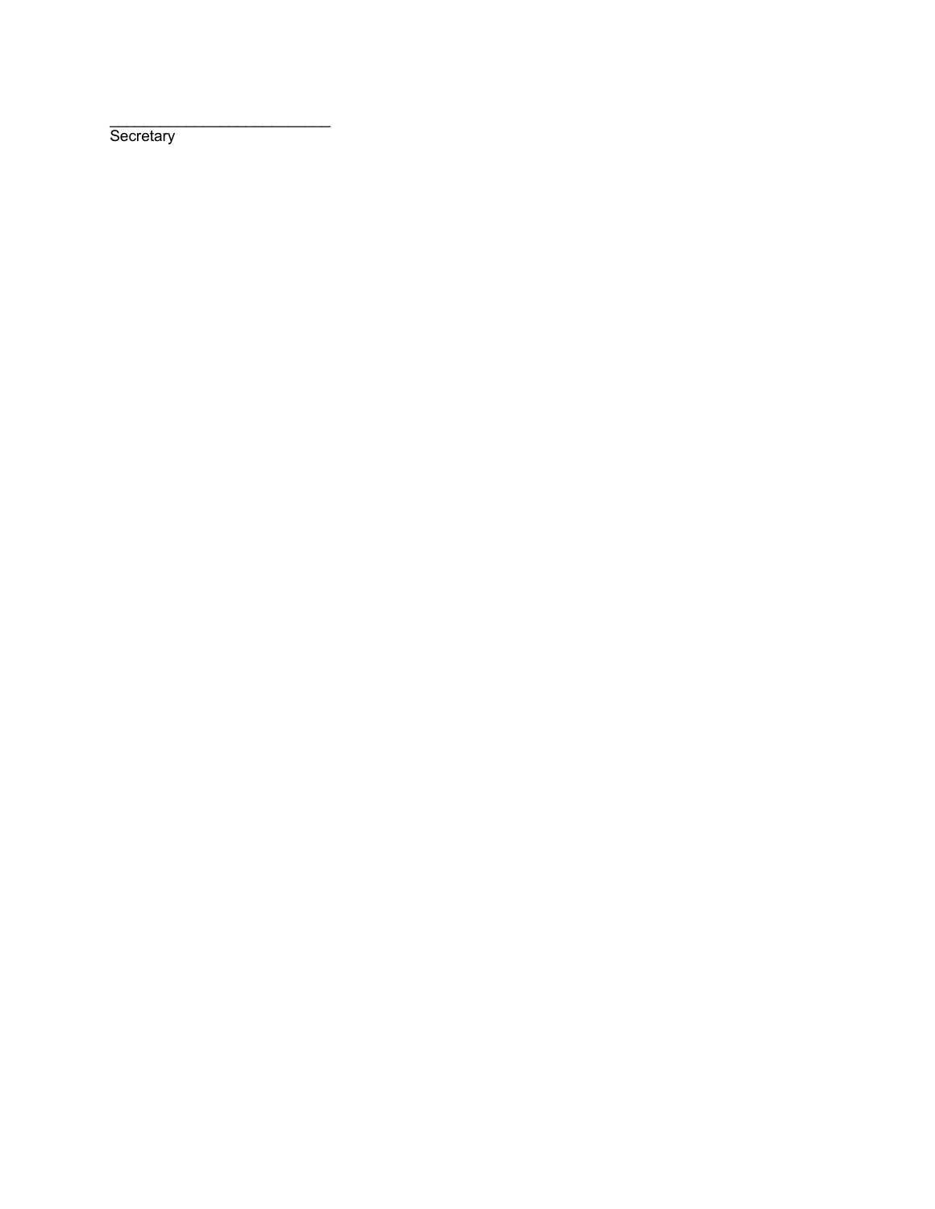___________________________
Secretary